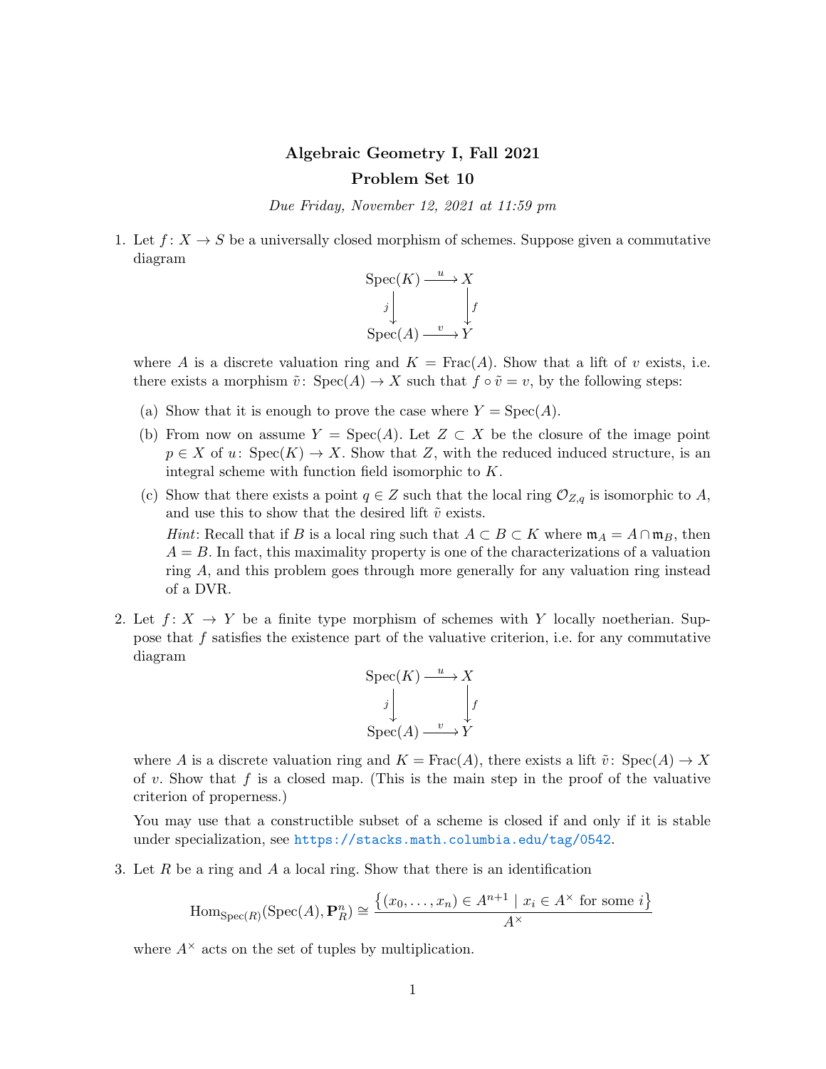# Algebraic Geometry I, Fall 2021

## Problem Set 10

*Due Friday, November 12, 2021 at 11:59 pm*

1. Let $f\colon X \to S$ be a universally closed morphism of schemes. Suppose given a commutative diagram

$$\begin{array}{ccc} \mathrm{Spec}(K) & \xrightarrow{u} & X \\ {\scriptstyle j}\downarrow & & \downarrow{\scriptstyle f} \\ \mathrm{Spec}(A) & \xrightarrow{v} & Y \end{array}$$

where $A$ is a discrete valuation ring and $K = \mathrm{Frac}(A)$. Show that a lift of $v$ exists, i.e. there exists a morphism $\tilde{v}\colon \mathrm{Spec}(A) \to X$ such that $f \circ \tilde{v} = v$, by the following steps:

   (a) Show that it is enough to prove the case where $Y = \mathrm{Spec}(A)$.

   (b) From now on assume $Y = \mathrm{Spec}(A)$. Let $Z \subset X$ be the closure of the image point $p \in X$ of $u\colon \mathrm{Spec}(K) \to X$. Show that $Z$, with the reduced induced structure, is an integral scheme with function field isomorphic to $K$.

   (c) Show that there exists a point $q \in Z$ such that the local ring $\mathcal{O}_{Z,q}$ is isomorphic to $A$, and use this to show that the desired lift $\tilde{v}$ exists.

   *Hint*: Recall that if $B$ is a local ring such that $A \subset B \subset K$ where $\mathfrak{m}_A = A \cap \mathfrak{m}_B$, then $A = B$. In fact, this maximality property is one of the characterizations of a valuation ring $A$, and this problem goes through more generally for any valuation ring instead of a DVR.

2. Let $f\colon X \to Y$ be a finite type morphism of schemes with $Y$ locally noetherian. Suppose that $f$ satisfies the existence part of the valuative criterion, i.e. for any commutative diagram

$$\begin{array}{ccc} \mathrm{Spec}(K) & \xrightarrow{u} & X \\ {\scriptstyle j}\downarrow & & \downarrow{\scriptstyle f} \\ \mathrm{Spec}(A) & \xrightarrow{v} & Y \end{array}$$

where $A$ is a discrete valuation ring and $K = \mathrm{Frac}(A)$, there exists a lift $\tilde{v}\colon \mathrm{Spec}(A) \to X$ of $v$. Show that $f$ is a closed map. (This is the main step in the proof of the valuative criterion of properness.)

You may use that a constructible subset of a scheme is closed if and only if it is stable under specialization, see https://stacks.math.columbia.edu/tag/0542.

3. Let $R$ be a ring and $A$ a local ring. Show that there is an identification

$$\mathrm{Hom}_{\mathrm{Spec}(R)}(\mathrm{Spec}(A), \mathbf{P}^n_R) \cong \frac{\{(x_0, \ldots, x_n) \in A^{n+1} \mid x_i \in A^\times \text{ for some } i\}}{A^\times}$$

where $A^\times$ acts on the set of tuples by multiplication.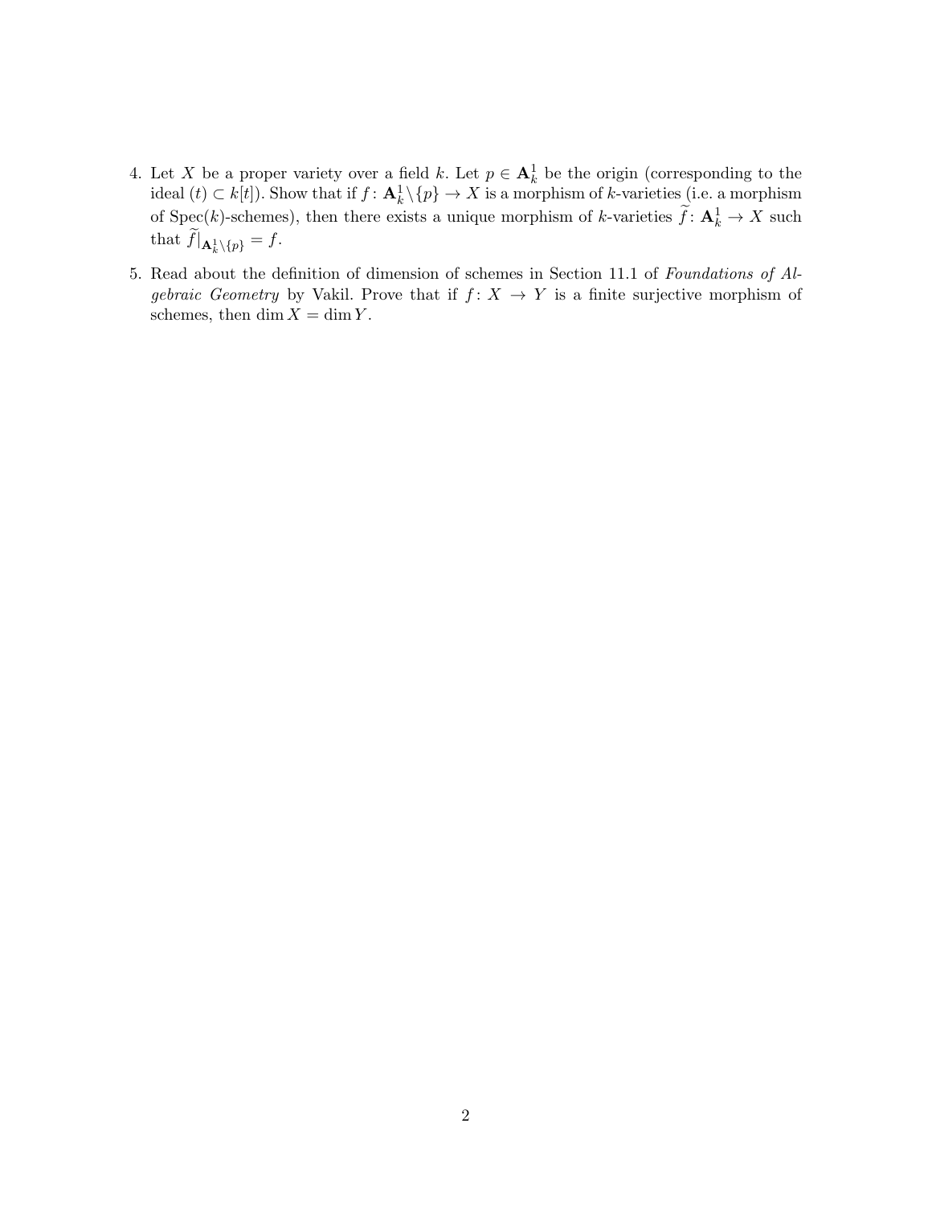4. Let $X$ be a proper variety over a field $k$. Let $p \in \mathbf{A}^1_k$ be the origin (corresponding to the ideal $(t) \subset k[t]$). Show that if $f\colon \mathbf{A}^1_k \backslash \{p\} \to X$ is a morphism of $k$-varieties (i.e. a morphism of $\operatorname{Spec}(k)$-schemes), then there exists a unique morphism of $k$-varieties $\widetilde{f}\colon \mathbf{A}^1_k \to X$ such that $\widetilde{f}|_{\mathbf{A}^1_k \backslash \{p\}} = f$.

5. Read about the definition of dimension of schemes in Section 11.1 of *Foundations of Algebraic Geometry* by Vakil. Prove that if $f\colon X \to Y$ is a finite surjective morphism of schemes, then $\dim X = \dim Y$.